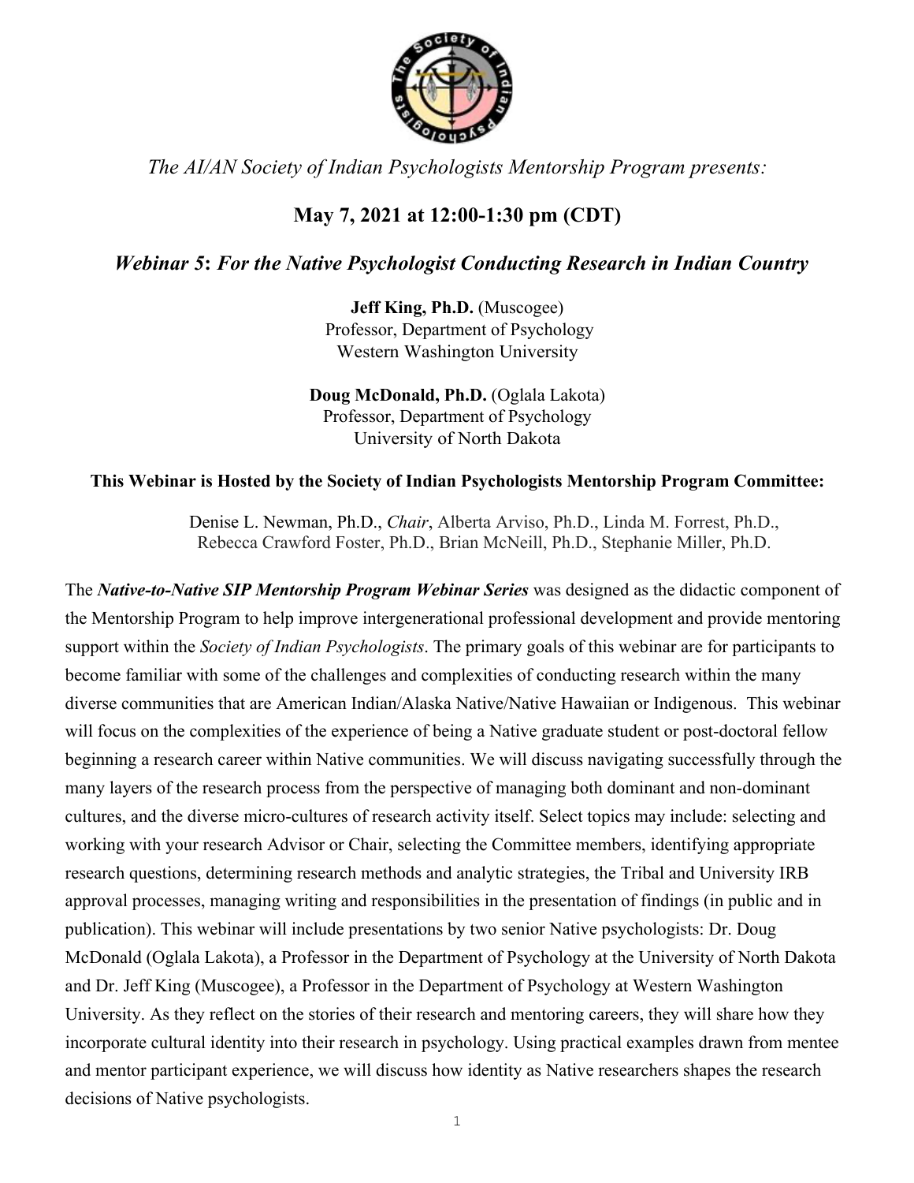*The AI/AN Society of Indian Psychologists Mentorship Program presents:*

## May 7, 2021 at 12:00-1:30 pm (CDT)

## *Webinar 5: For the Native Psychologist Conducting Research in Indian Country*

**Jeff King, Ph.D.** (Muscogee)
Professor, Department of Psychology
Western Washington University

**Doug McDonald, Ph.D.** (Oglala Lakota)
Professor, Department of Psychology
University of North Dakota

**This Webinar is Hosted by the Society of Indian Psychologists Mentorship Program Committee:**

Denise L. Newman, Ph.D., *Chair*, Alberta Arviso, Ph.D., Linda M. Forrest, Ph.D., Rebecca Crawford Foster, Ph.D., Brian McNeill, Ph.D., Stephanie Miller, Ph.D.

The ***Native-to-Native SIP Mentorship Program Webinar Series*** was designed as the didactic component of the Mentorship Program to help improve intergenerational professional development and provide mentoring support within the *Society of Indian Psychologists*. The primary goals of this webinar are for participants to become familiar with some of the challenges and complexities of conducting research within the many diverse communities that are American Indian/Alaska Native/Native Hawaiian or Indigenous. This webinar will focus on the complexities of the experience of being a Native graduate student or post-doctoral fellow beginning a research career within Native communities. We will discuss navigating successfully through the many layers of the research process from the perspective of managing both dominant and non-dominant cultures, and the diverse micro-cultures of research activity itself. Select topics may include: selecting and working with your research Advisor or Chair, selecting the Committee members, identifying appropriate research questions, determining research methods and analytic strategies, the Tribal and University IRB approval processes, managing writing and responsibilities in the presentation of findings (in public and in publication). This webinar will include presentations by two senior Native psychologists: Dr. Doug McDonald (Oglala Lakota), a Professor in the Department of Psychology at the University of North Dakota and Dr. Jeff King (Muscogee), a Professor in the Department of Psychology at Western Washington University. As they reflect on the stories of their research and mentoring careers, they will share how they incorporate cultural identity into their research in psychology. Using practical examples drawn from mentee and mentor participant experience, we will discuss how identity as Native researchers shapes the research decisions of Native psychologists.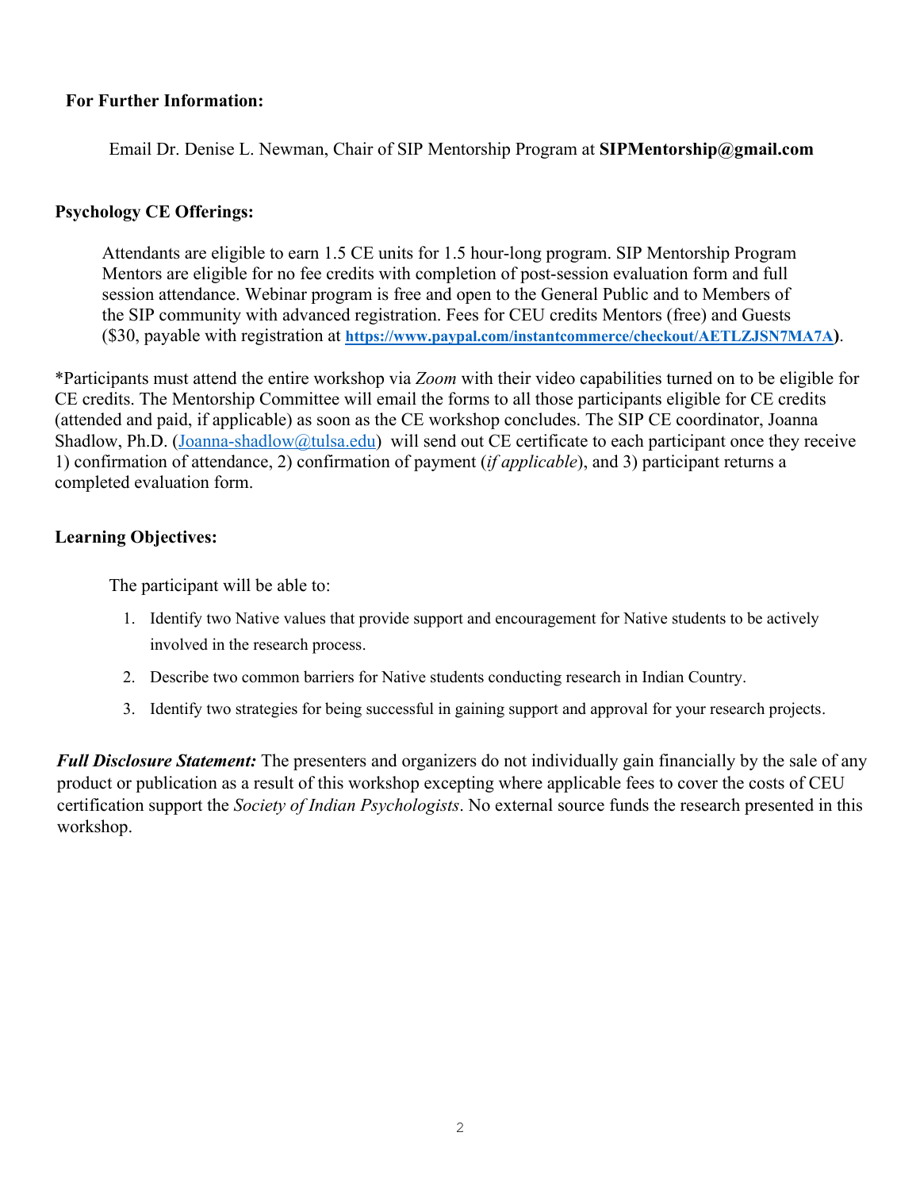**For Further Information:**

Email Dr. Denise L. Newman, Chair of SIP Mentorship Program at **SIPMentorship@gmail.com**

**Psychology CE Offerings:**

Attendants are eligible to earn 1.5 CE units for 1.5 hour-long program. SIP Mentorship Program Mentors are eligible for no fee credits with completion of post-session evaluation form and full session attendance. Webinar program is free and open to the General Public and to Members of the SIP community with advanced registration. Fees for CEU credits Mentors (free) and Guests ($30, payable with registration at **https://www.paypal.com/instantcommerce/checkout/AETLZJSN7MA7A**).

*Participants must attend the entire workshop via *Zoom* with their video capabilities turned on to be eligible for CE credits. The Mentorship Committee will email the forms to all those participants eligible for CE credits (attended and paid, if applicable) as soon as the CE workshop concludes. The SIP CE coordinator, Joanna Shadlow, Ph.D. (Joanna-shadlow@tulsa.edu) will send out CE certificate to each participant once they receive 1) confirmation of attendance, 2) confirmation of payment (*if applicable*), and 3) participant returns a completed evaluation form.

**Learning Objectives:**

The participant will be able to:

1. Identify two Native values that provide support and encouragement for Native students to be actively involved in the research process.
2. Describe two common barriers for Native students conducting research in Indian Country.
3. Identify two strategies for being successful in gaining support and approval for your research projects.

***Full Disclosure Statement:*** The presenters and organizers do not individually gain financially by the sale of any product or publication as a result of this workshop excepting where applicable fees to cover the costs of CEU certification support the *Society of Indian Psychologists*. No external source funds the research presented in this workshop.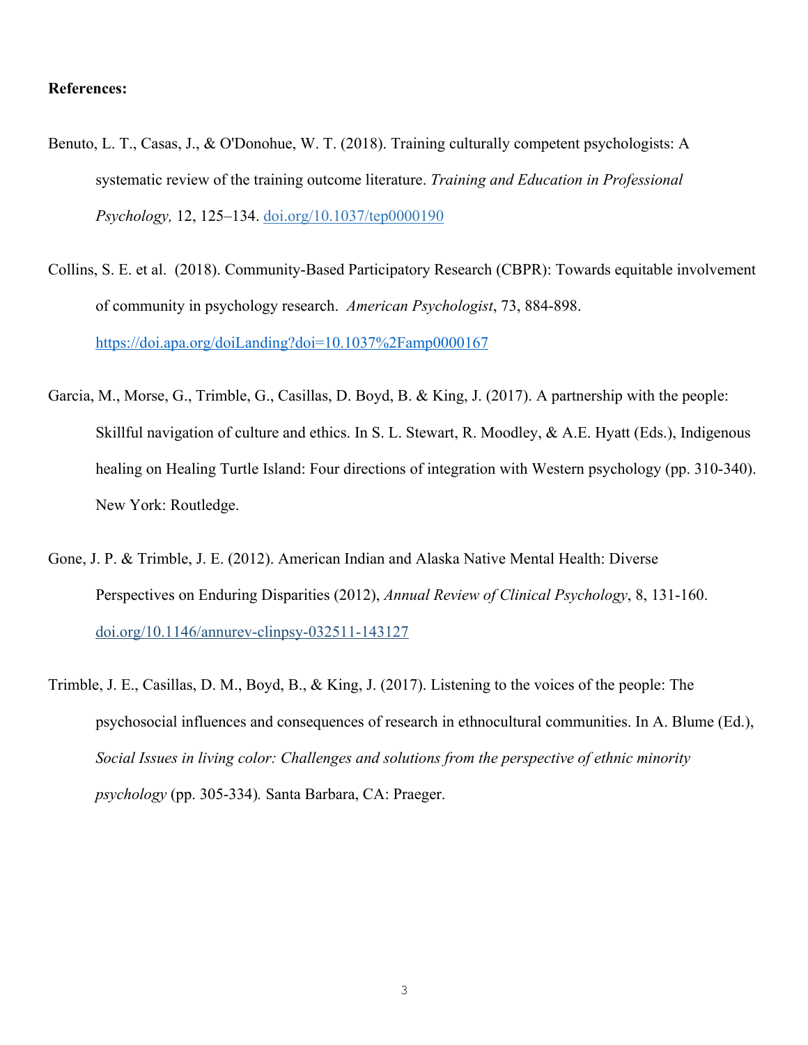**References:**

Benuto, L. T., Casas, J., & O'Donohue, W. T. (2018). Training culturally competent psychologists: A systematic review of the training outcome literature. *Training and Education in Professional Psychology,* 12, 125–134. doi.org/10.1037/tep0000190

Collins, S. E. et al. (2018). Community-Based Participatory Research (CBPR): Towards equitable involvement of community in psychology research. *American Psychologist*, 73, 884-898. https://doi.apa.org/doiLanding?doi=10.1037%2Famp0000167

Garcia, M., Morse, G., Trimble, G., Casillas, D. Boyd, B. & King, J. (2017). A partnership with the people: Skillful navigation of culture and ethics. In S. L. Stewart, R. Moodley, & A.E. Hyatt (Eds.), Indigenous healing on Healing Turtle Island: Four directions of integration with Western psychology (pp. 310-340). New York: Routledge.

Gone, J. P. & Trimble, J. E. (2012). American Indian and Alaska Native Mental Health: Diverse Perspectives on Enduring Disparities (2012), *Annual Review of Clinical Psychology*, 8, 131-160. doi.org/10.1146/annurev-clinpsy-032511-143127

Trimble, J. E., Casillas, D. M., Boyd, B., & King, J. (2017). Listening to the voices of the people: The psychosocial influences and consequences of research in ethnocultural communities. In A. Blume (Ed.), *Social Issues in living color: Challenges and solutions from the perspective of ethnic minority psychology* (pp. 305-334). Santa Barbara, CA: Praeger.